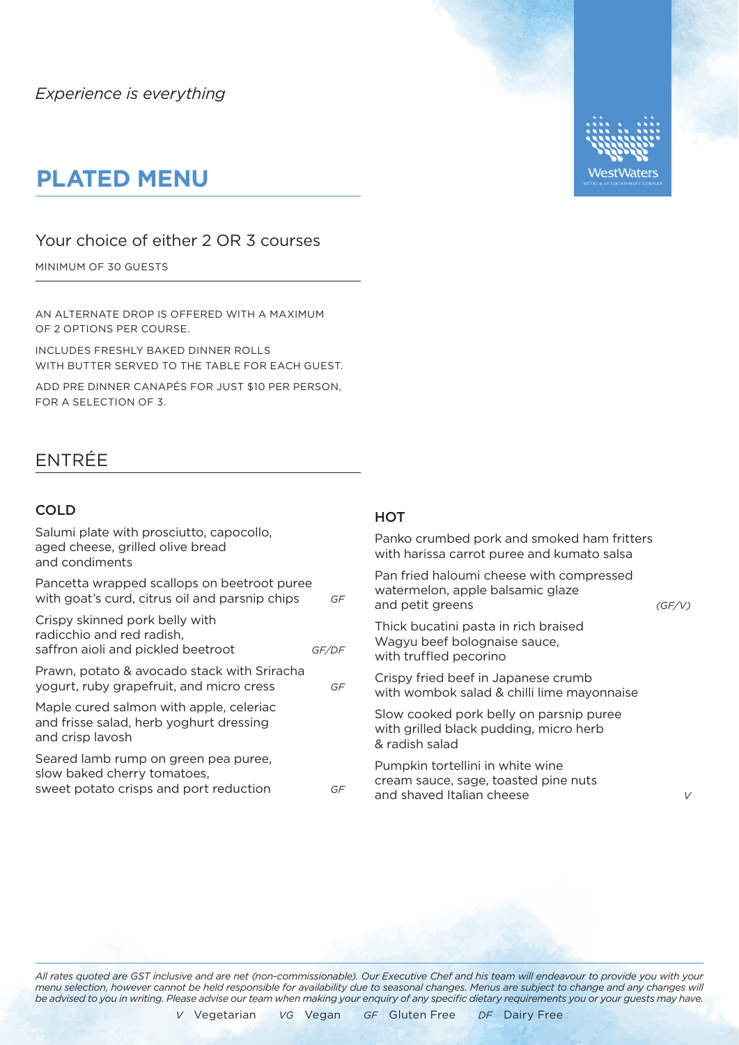*Experience is everything*

# PLATED MENU

## Your choice of either 2 OR 3 courses

MINIMUM OF 30 GUESTS

AN ALTERNATE DROP IS OFFERED WITH A MAXIMUM OF 2 OPTIONS PER COURSE.

INCLUDES FRESHLY BAKED DINNER ROLLS WITH BUTTER SERVED TO THE TABLE FOR EACH GUEST.

ADD PRE DINNER CANAPÉS FOR JUST $10 PER PERSON, FOR A SELECTION OF 3.

## ENTRÉE

### COLD

Salumi plate with prosciutto, capocollo, aged cheese, grilled olive bread and condiments

Pancetta wrapped scallops on beetroot puree with goat's curd, citrus oil and parsnip chips *GF*

Crispy skinned pork belly with radicchio and red radish, saffron aioli and pickled beetroot *GF/DF*

Prawn, potato & avocado stack with Sriracha yogurt, ruby grapefruit, and micro cress *GF*

Maple cured salmon with apple, celeriac and frisse salad, herb yoghurt dressing and crisp lavosh

Seared lamb rump on green pea puree, slow baked cherry tomatoes, sweet potato crisps and port reduction *GF*

### HOT

Panko crumbed pork and smoked ham fritters with harissa carrot puree and kumato salsa

Pan fried haloumi cheese with compressed watermelon, apple balsamic glaze and petit greens *(GF/V)*

Thick bucatini pasta in rich braised Wagyu beef bolognaise sauce, with truffled pecorino

Crispy fried beef in Japanese crumb with wombok salad & chilli lime mayonnaise

Slow cooked pork belly on parsnip puree with grilled black pudding, micro herb & radish salad

Pumpkin tortellini in white wine cream sauce, sage, toasted pine nuts and shaved Italian cheese *V*

*All rates quoted are GST inclusive and are net (non-commissionable). Our Executive Chef and his team will endeavour to provide you with your menu selection, however cannot be held responsible for availability due to seasonal changes. Menus are subject to change and any changes will be advised to you in writing. Please advise our team when making your enquiry of any specific dietary requirements you or your guests may have.*

*V* Vegetarian *VG* Vegan *GF* Gluten Free *DF* Dairy Free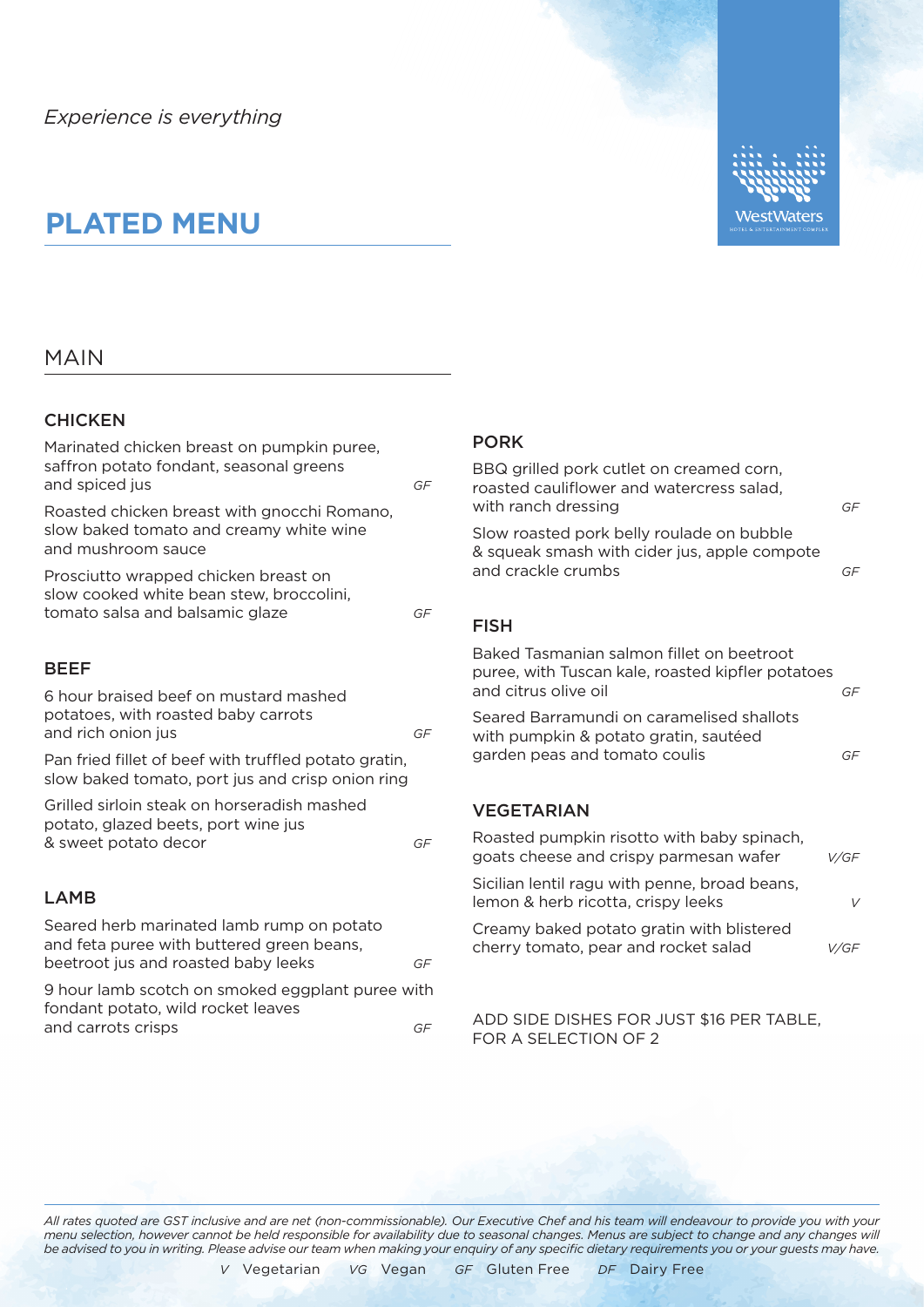*Experience is everything*

# PLATED MENU

## MAIN

### CHICKEN

Marinated chicken breast on pumpkin puree, saffron potato fondant, seasonal greens and spiced jus *GF*

Roasted chicken breast with gnocchi Romano, slow baked tomato and creamy white wine and mushroom sauce

Prosciutto wrapped chicken breast on slow cooked white bean stew, broccolini, tomato salsa and balsamic glaze *GF*

### BEEF

6 hour braised beef on mustard mashed potatoes, with roasted baby carrots and rich onion jus *GF*

Pan fried fillet of beef with truffled potato gratin, slow baked tomato, port jus and crisp onion ring

Grilled sirloin steak on horseradish mashed potato, glazed beets, port wine jus & sweet potato decor *GF*

### LAMB

Seared herb marinated lamb rump on potato and feta puree with buttered green beans, beetroot jus and roasted baby leeks *GF*

9 hour lamb scotch on smoked eggplant puree with fondant potato, wild rocket leaves and carrots crisps *GF*

### PORK

BBQ grilled pork cutlet on creamed corn, roasted cauliflower and watercress salad, with ranch dressing *GF*

Slow roasted pork belly roulade on bubble & squeak smash with cider jus, apple compote and crackle crumbs *GF*

### FISH

Baked Tasmanian salmon fillet on beetroot puree, with Tuscan kale, roasted kipfler potatoes and citrus olive oil *GF*

Seared Barramundi on caramelised shallots with pumpkin & potato gratin, sautéed garden peas and tomato coulis *GF*

### VEGETARIAN

Roasted pumpkin risotto with baby spinach, goats cheese and crispy parmesan wafer *V/GF*

Sicilian lentil ragu with penne, broad beans, lemon & herb ricotta, crispy leeks *V*

Creamy baked potato gratin with blistered cherry tomato, pear and rocket salad *V/GF*

ADD SIDE DISHES FOR JUST $16 PER TABLE, FOR A SELECTION OF 2

*All rates quoted are GST inclusive and are net (non-commissionable). Our Executive Chef and his team will endeavour to provide you with your menu selection, however cannot be held responsible for availability due to seasonal changes. Menus are subject to change and any changes will be advised to you in writing. Please advise our team when making your enquiry of any specific dietary requirements you or your guests may have.*

*V* Vegetarian *VG* Vegan *GF* Gluten Free *DF* Dairy Free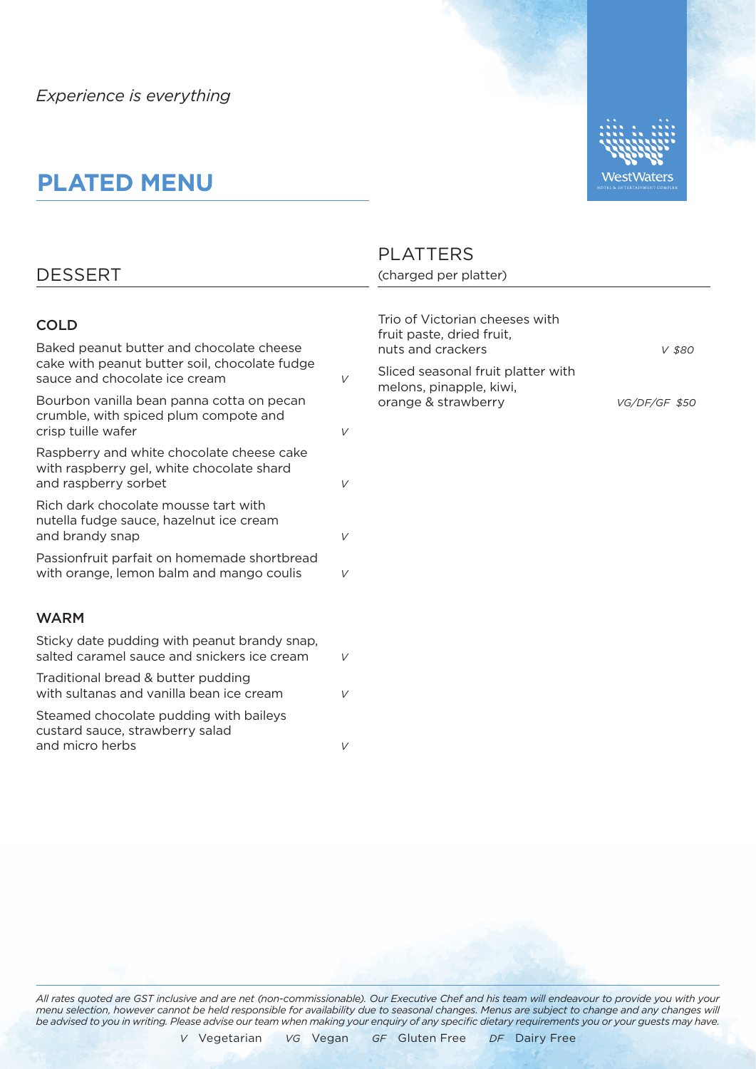*Experience is everything*

# PLATED MENU

## DESSERT

### COLD

Baked peanut butter and chocolate cheese cake with peanut butter soil, chocolate fudge sauce and chocolate ice cream *V*

Bourbon vanilla bean panna cotta on pecan crumble, with spiced plum compote and crisp tuille wafer *V*

Raspberry and white chocolate cheese cake with raspberry gel, white chocolate shard and raspberry sorbet *V*

Rich dark chocolate mousse tart with nutella fudge sauce, hazelnut ice cream and brandy snap *V*

Passionfruit parfait on homemade shortbread with orange, lemon balm and mango coulis *V*

### WARM

Sticky date pudding with peanut brandy snap, salted caramel sauce and snickers ice cream *V*

Traditional bread & butter pudding with sultanas and vanilla bean ice cream *V*

Steamed chocolate pudding with baileys custard sauce, strawberry salad and micro herbs *V*

## PLATTERS

(charged per platter)

Trio of Victorian cheeses with fruit paste, dried fruit, nuts and crackers *V $80*

Sliced seasonal fruit platter with melons, pinapple, kiwi, orange & strawberry *VG/DF/GF $50*

*All rates quoted are GST inclusive and are net (non-commissionable). Our Executive Chef and his team will endeavour to provide you with your menu selection, however cannot be held responsible for availability due to seasonal changes. Menus are subject to change and any changes will be advised to you in writing. Please advise our team when making your enquiry of any specific dietary requirements you or your guests may have.*

*V* Vegetarian *VG* Vegan *GF* Gluten Free *DF* Dairy Free